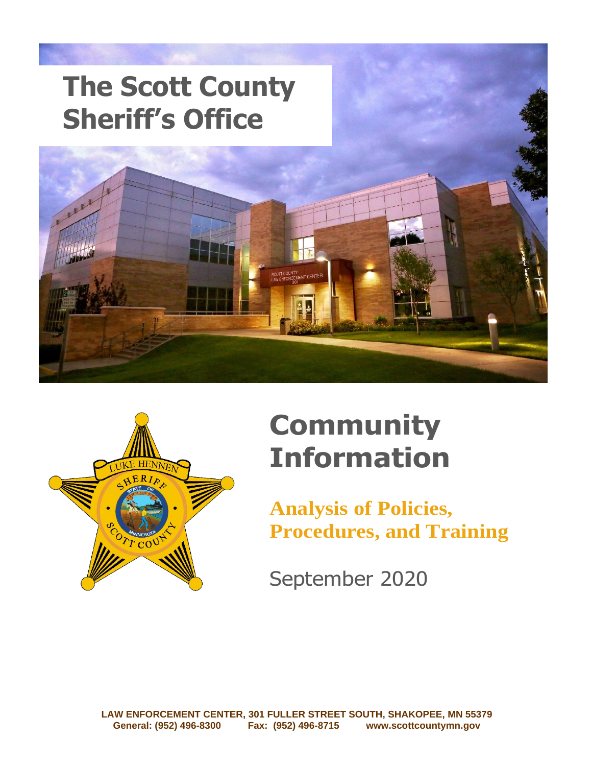# The Scott County Sheriff's Office

# Community Information

## Analysis of Policies, Procedures, and Training

September 2020

LAW ENFORCEMENT CENTER, 301 FULLER STREET SOUTH, SHAKOPEE, MN 55379
General: (952) 496-8300 Fax: (952) 496-8715 www.scottcountymn.gov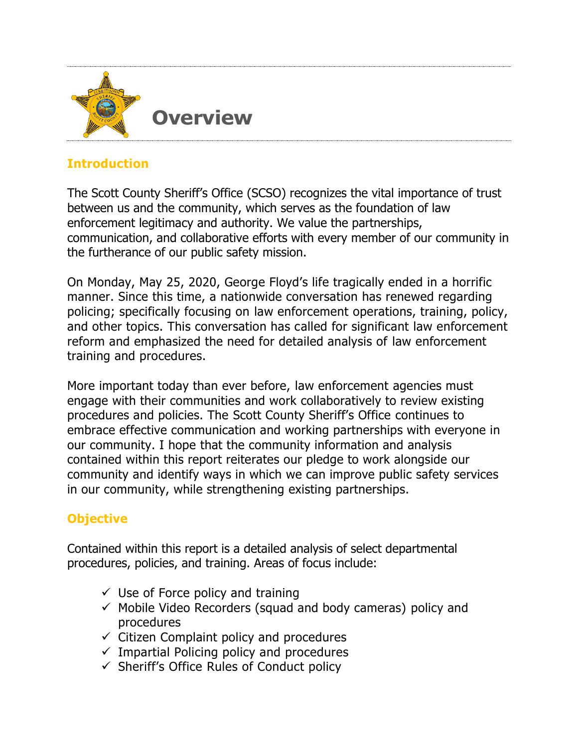# Overview

## Introduction

The Scott County Sheriff's Office (SCSO) recognizes the vital importance of trust between us and the community, which serves as the foundation of law enforcement legitimacy and authority. We value the partnerships, communication, and collaborative efforts with every member of our community in the furtherance of our public safety mission.

On Monday, May 25, 2020, George Floyd's life tragically ended in a horrific manner. Since this time, a nationwide conversation has renewed regarding policing; specifically focusing on law enforcement operations, training, policy, and other topics. This conversation has called for significant law enforcement reform and emphasized the need for detailed analysis of law enforcement training and procedures.

More important today than ever before, law enforcement agencies must engage with their communities and work collaboratively to review existing procedures and policies. The Scott County Sheriff's Office continues to embrace effective communication and working partnerships with everyone in our community. I hope that the community information and analysis contained within this report reiterates our pledge to work alongside our community and identify ways in which we can improve public safety services in our community, while strengthening existing partnerships.

## Objective

Contained within this report is a detailed analysis of select departmental procedures, policies, and training. Areas of focus include:

- ✓ Use of Force policy and training
- ✓ Mobile Video Recorders (squad and body cameras) policy and procedures
- ✓ Citizen Complaint policy and procedures
- ✓ Impartial Policing policy and procedures
- ✓ Sheriff's Office Rules of Conduct policy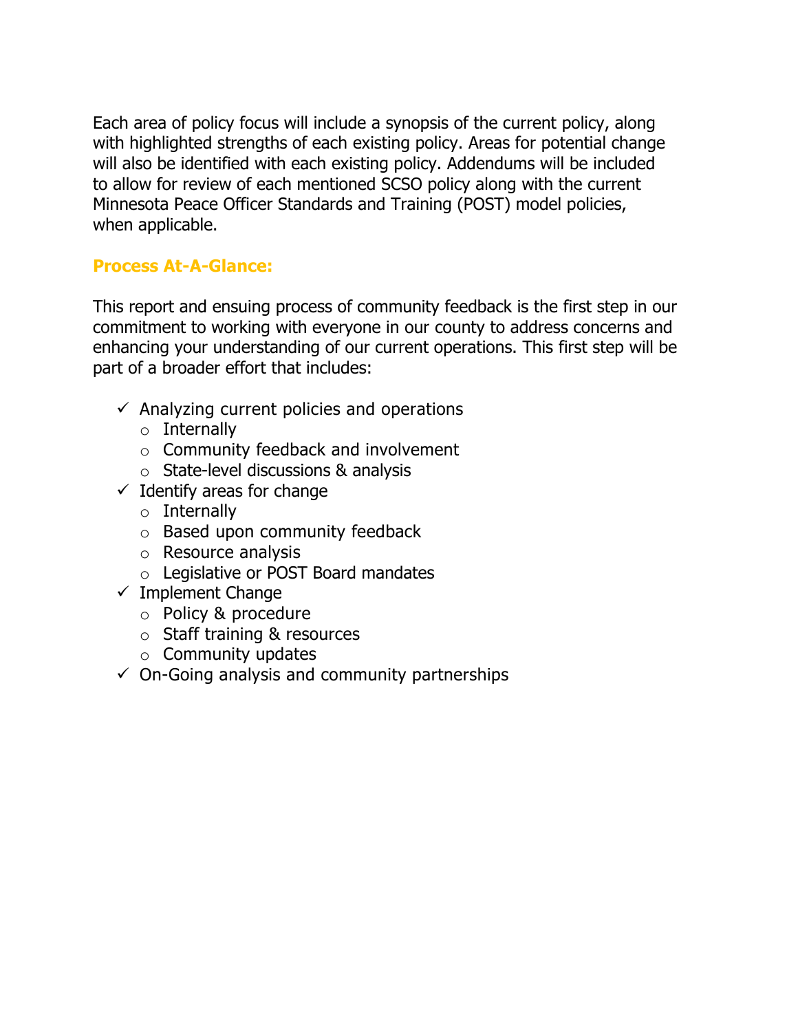Each area of policy focus will include a synopsis of the current policy, along with highlighted strengths of each existing policy. Areas for potential change will also be identified with each existing policy. Addendums will be included to allow for review of each mentioned SCSO policy along with the current Minnesota Peace Officer Standards and Training (POST) model policies, when applicable.

## Process At-A-Glance:

This report and ensuing process of community feedback is the first step in our commitment to working with everyone in our county to address concerns and enhancing your understanding of our current operations. This first step will be part of a broader effort that includes:

- ✓ Analyzing current policies and operations
  - Internally
  - Community feedback and involvement
  - State-level discussions & analysis
- ✓ Identify areas for change
  - Internally
  - Based upon community feedback
  - Resource analysis
  - Legislative or POST Board mandates
- ✓ Implement Change
  - Policy & procedure
  - Staff training & resources
  - Community updates
- ✓ On-Going analysis and community partnerships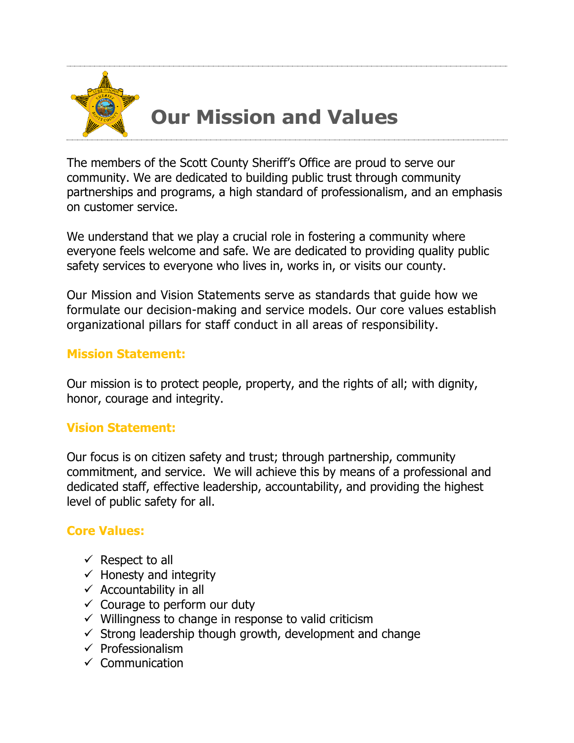# Our Mission and Values

The members of the Scott County Sheriff's Office are proud to serve our community. We are dedicated to building public trust through community partnerships and programs, a high standard of professionalism, and an emphasis on customer service.

We understand that we play a crucial role in fostering a community where everyone feels welcome and safe. We are dedicated to providing quality public safety services to everyone who lives in, works in, or visits our county.

Our Mission and Vision Statements serve as standards that guide how we formulate our decision-making and service models. Our core values establish organizational pillars for staff conduct in all areas of responsibility.

### Mission Statement:

Our mission is to protect people, property, and the rights of all; with dignity, honor, courage and integrity.

### Vision Statement:

Our focus is on citizen safety and trust; through partnership, community commitment, and service. We will achieve this by means of a professional and dedicated staff, effective leadership, accountability, and providing the highest level of public safety for all.

### Core Values:

- ✓ Respect to all
- ✓ Honesty and integrity
- ✓ Accountability in all
- ✓ Courage to perform our duty
- ✓ Willingness to change in response to valid criticism
- ✓ Strong leadership though growth, development and change
- ✓ Professionalism
- ✓ Communication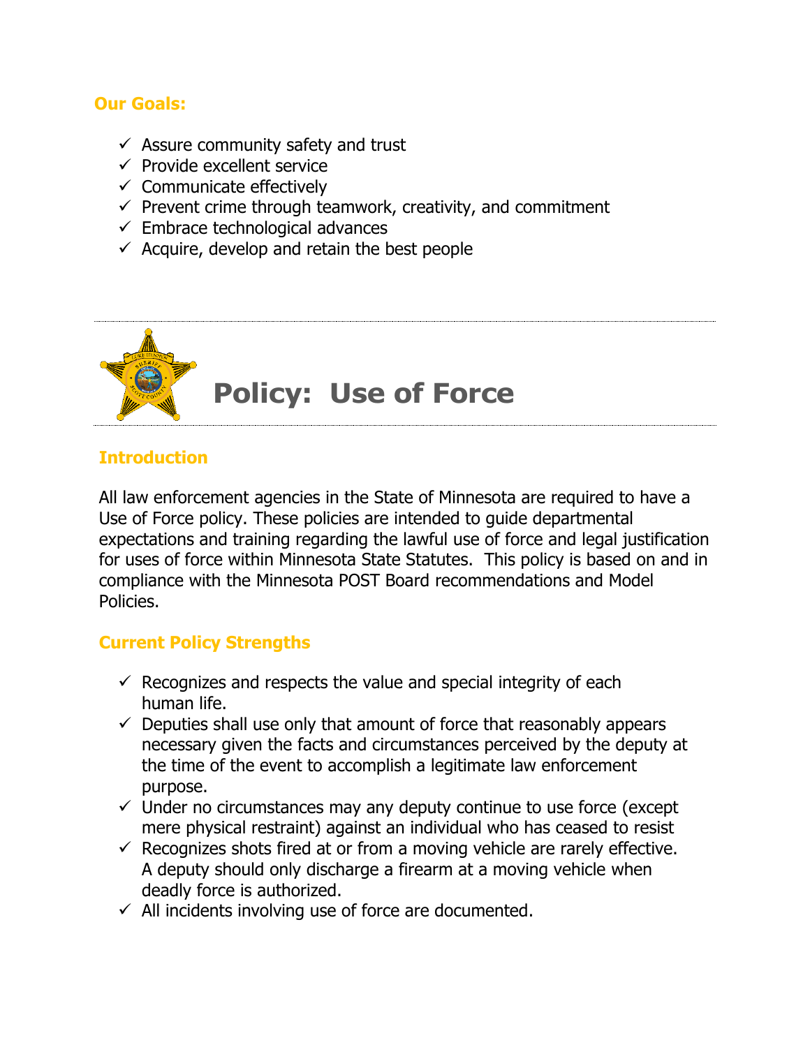## Our Goals:

- ✓ Assure community safety and trust
- ✓ Provide excellent service
- ✓ Communicate effectively
- ✓ Prevent crime through teamwork, creativity, and commitment
- ✓ Embrace technological advances
- ✓ Acquire, develop and retain the best people

# Policy: Use of Force

## Introduction

All law enforcement agencies in the State of Minnesota are required to have a Use of Force policy. These policies are intended to guide departmental expectations and training regarding the lawful use of force and legal justification for uses of force within Minnesota State Statutes. This policy is based on and in compliance with the Minnesota POST Board recommendations and Model Policies.

## Current Policy Strengths

- ✓ Recognizes and respects the value and special integrity of each human life.
- ✓ Deputies shall use only that amount of force that reasonably appears necessary given the facts and circumstances perceived by the deputy at the time of the event to accomplish a legitimate law enforcement purpose.
- ✓ Under no circumstances may any deputy continue to use force (except mere physical restraint) against an individual who has ceased to resist
- ✓ Recognizes shots fired at or from a moving vehicle are rarely effective. A deputy should only discharge a firearm at a moving vehicle when deadly force is authorized.
- ✓ All incidents involving use of force are documented.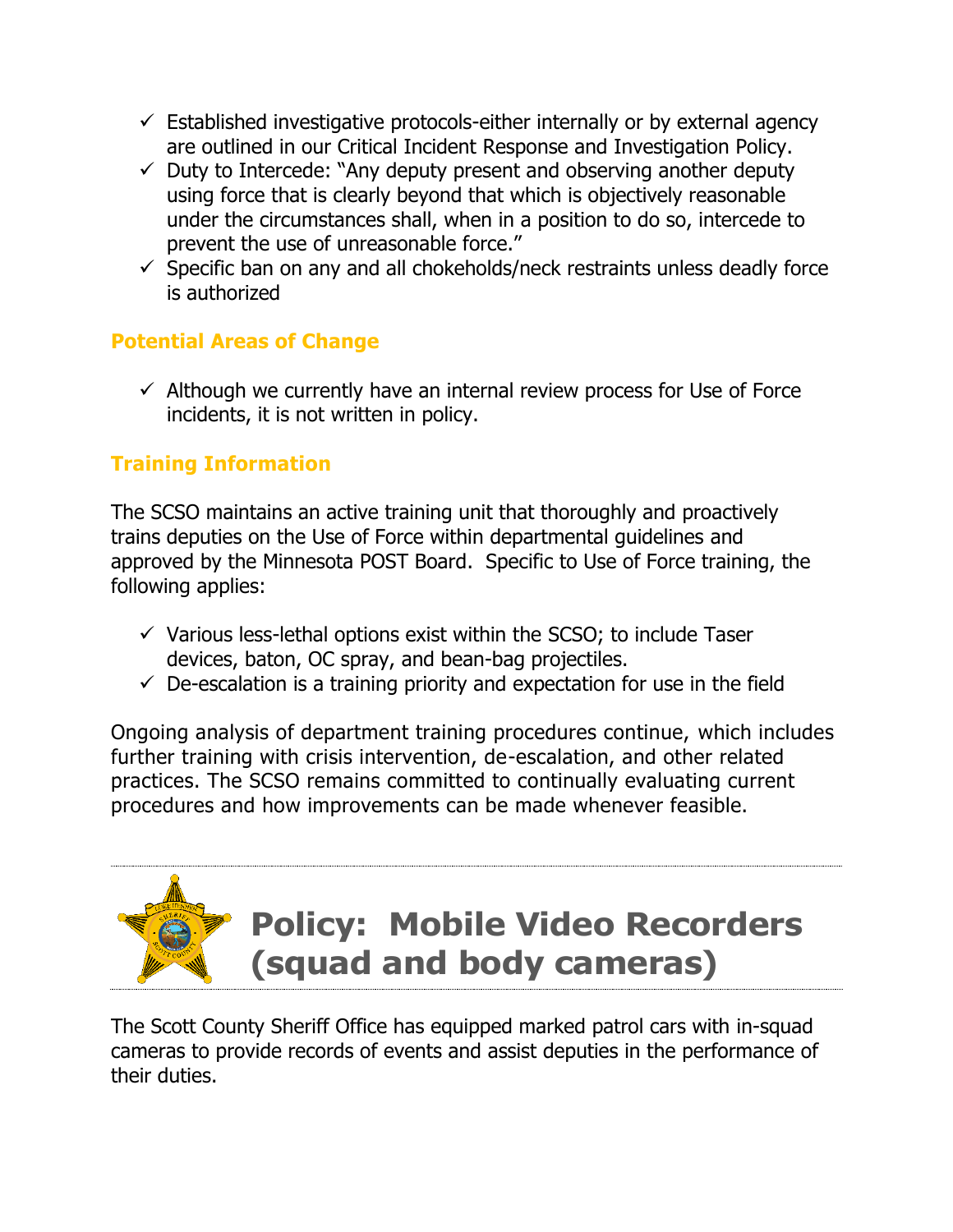- ✓ Established investigative protocols-either internally or by external agency are outlined in our Critical Incident Response and Investigation Policy.
- ✓ Duty to Intercede: "Any deputy present and observing another deputy using force that is clearly beyond that which is objectively reasonable under the circumstances shall, when in a position to do so, intercede to prevent the use of unreasonable force."
- ✓ Specific ban on any and all chokeholds/neck restraints unless deadly force is authorized

### Potential Areas of Change

- ✓ Although we currently have an internal review process for Use of Force incidents, it is not written in policy.

### Training Information

The SCSO maintains an active training unit that thoroughly and proactively trains deputies on the Use of Force within departmental guidelines and approved by the Minnesota POST Board. Specific to Use of Force training, the following applies:

- ✓ Various less-lethal options exist within the SCSO; to include Taser devices, baton, OC spray, and bean-bag projectiles.
- ✓ De-escalation is a training priority and expectation for use in the field

Ongoing analysis of department training procedures continue, which includes further training with crisis intervention, de-escalation, and other related practices. The SCSO remains committed to continually evaluating current procedures and how improvements can be made whenever feasible.

---

## Policy: Mobile Video Recorders (squad and body cameras)

---

The Scott County Sheriff Office has equipped marked patrol cars with in-squad cameras to provide records of events and assist deputies in the performance of their duties.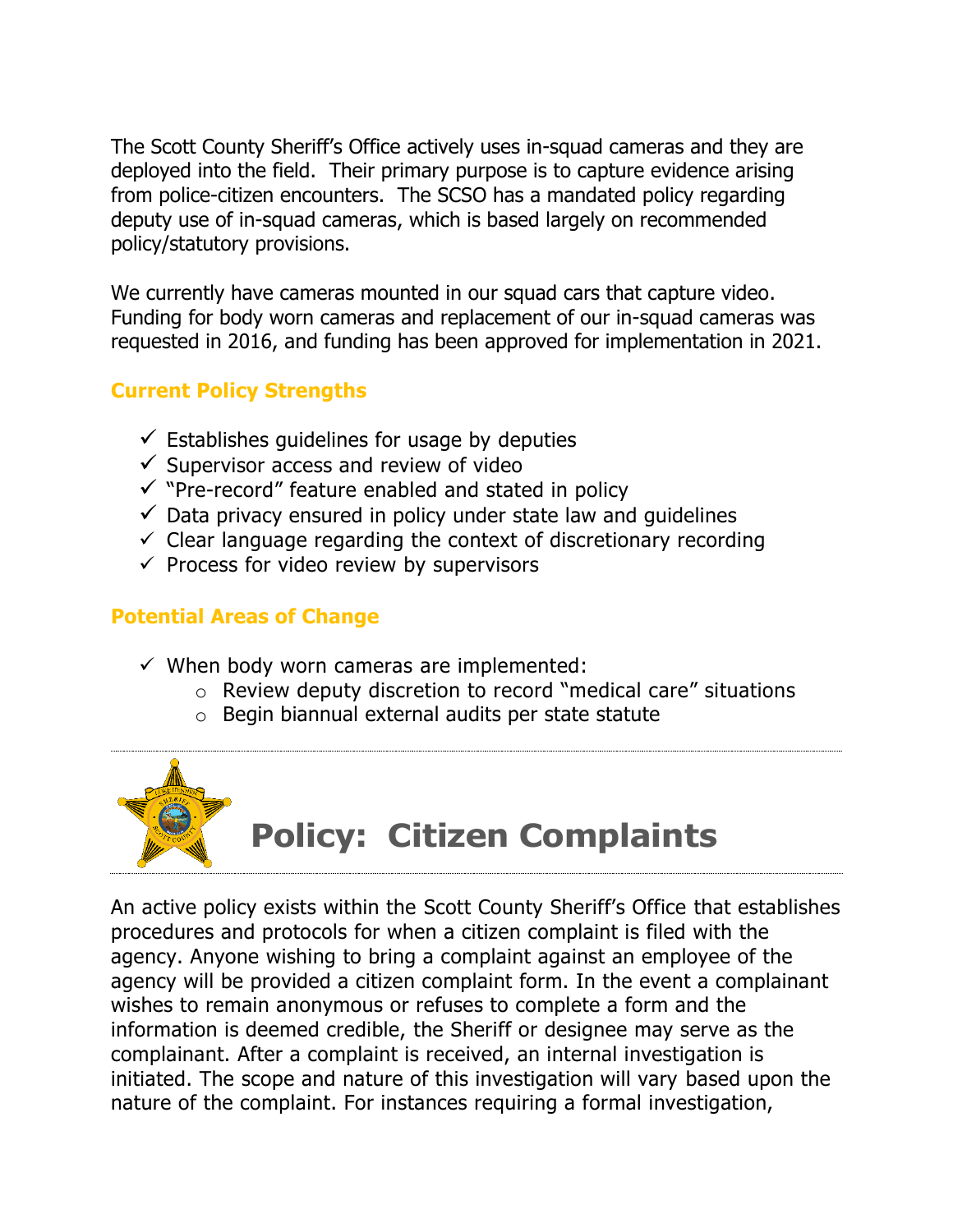The Scott County Sheriff's Office actively uses in-squad cameras and they are deployed into the field. Their primary purpose is to capture evidence arising from police-citizen encounters. The SCSO has a mandated policy regarding deputy use of in-squad cameras, which is based largely on recommended policy/statutory provisions.

We currently have cameras mounted in our squad cars that capture video. Funding for body worn cameras and replacement of our in-squad cameras was requested in 2016, and funding has been approved for implementation in 2021.

### Current Policy Strengths

- ✓ Establishes guidelines for usage by deputies
- ✓ Supervisor access and review of video
- ✓ "Pre-record" feature enabled and stated in policy
- ✓ Data privacy ensured in policy under state law and guidelines
- ✓ Clear language regarding the context of discretionary recording
- ✓ Process for video review by supervisors

### Potential Areas of Change

- ✓ When body worn cameras are implemented:
  - Review deputy discretion to record "medical care" situations
  - Begin biannual external audits per state statute

---

## Policy: Citizen Complaints

---

An active policy exists within the Scott County Sheriff's Office that establishes procedures and protocols for when a citizen complaint is filed with the agency. Anyone wishing to bring a complaint against an employee of the agency will be provided a citizen complaint form. In the event a complainant wishes to remain anonymous or refuses to complete a form and the information is deemed credible, the Sheriff or designee may serve as the complainant. After a complaint is received, an internal investigation is initiated. The scope and nature of this investigation will vary based upon the nature of the complaint. For instances requiring a formal investigation,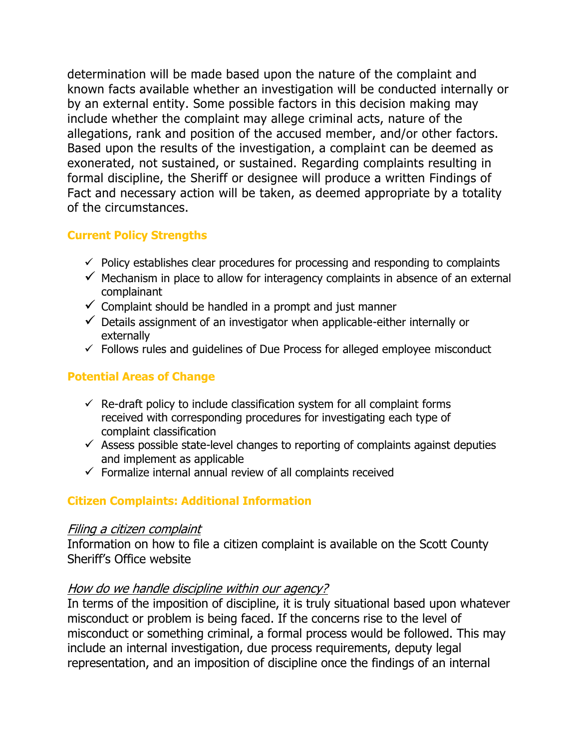determination will be made based upon the nature of the complaint and known facts available whether an investigation will be conducted internally or by an external entity. Some possible factors in this decision making may include whether the complaint may allege criminal acts, nature of the allegations, rank and position of the accused member, and/or other factors. Based upon the results of the investigation, a complaint can be deemed as exonerated, not sustained, or sustained. Regarding complaints resulting in formal discipline, the Sheriff or designee will produce a written Findings of Fact and necessary action will be taken, as deemed appropriate by a totality of the circumstances.

### Current Policy Strengths

- ✓ Policy establishes clear procedures for processing and responding to complaints
- ✓ Mechanism in place to allow for interagency complaints in absence of an external complainant
- ✓ Complaint should be handled in a prompt and just manner
- ✓ Details assignment of an investigator when applicable-either internally or externally
- ✓ Follows rules and guidelines of Due Process for alleged employee misconduct

### Potential Areas of Change

- ✓ Re-draft policy to include classification system for all complaint forms received with corresponding procedures for investigating each type of complaint classification
- ✓ Assess possible state-level changes to reporting of complaints against deputies and implement as applicable
- ✓ Formalize internal annual review of all complaints received

### Citizen Complaints: Additional Information

*Filing a citizen complaint*
Information on how to file a citizen complaint is available on the Scott County Sheriff's Office website

*How do we handle discipline within our agency?*
In terms of the imposition of discipline, it is truly situational based upon whatever misconduct or problem is being faced. If the concerns rise to the level of misconduct or something criminal, a formal process would be followed. This may include an internal investigation, due process requirements, deputy legal representation, and an imposition of discipline once the findings of an internal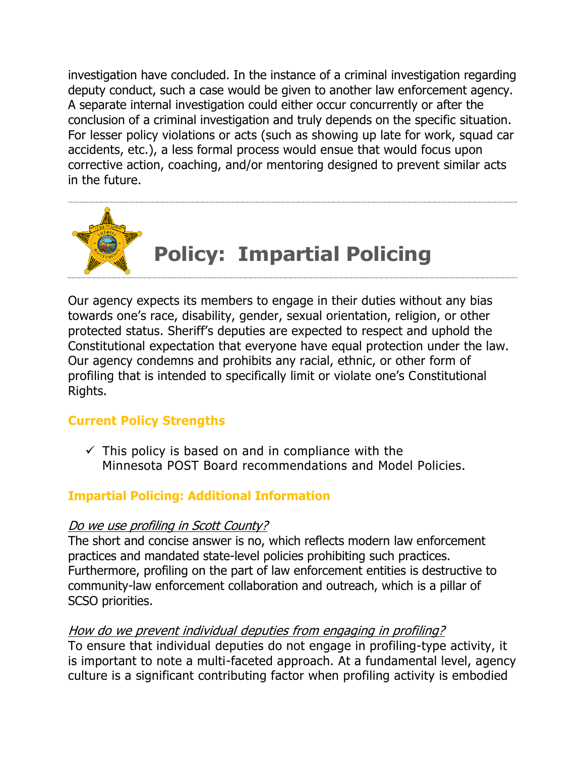investigation have concluded. In the instance of a criminal investigation regarding deputy conduct, such a case would be given to another law enforcement agency. A separate internal investigation could either occur concurrently or after the conclusion of a criminal investigation and truly depends on the specific situation. For lesser policy violations or acts (such as showing up late for work, squad car accidents, etc.), a less formal process would ensue that would focus upon corrective action, coaching, and/or mentoring designed to prevent similar acts in the future.

---

# Policy: Impartial Policing

---

Our agency expects its members to engage in their duties without any bias towards one's race, disability, gender, sexual orientation, religion, or other protected status. Sheriff's deputies are expected to respect and uphold the Constitutional expectation that everyone have equal protection under the law. Our agency condemns and prohibits any racial, ethnic, or other form of profiling that is intended to specifically limit or violate one's Constitutional Rights.

## Current Policy Strengths

- ✓ This policy is based on and in compliance with the Minnesota POST Board recommendations and Model Policies.

## Impartial Policing: Additional Information

*Do we use profiling in Scott County?*

The short and concise answer is no, which reflects modern law enforcement practices and mandated state-level policies prohibiting such practices. Furthermore, profiling on the part of law enforcement entities is destructive to community-law enforcement collaboration and outreach, which is a pillar of SCSO priorities.

*How do we prevent individual deputies from engaging in profiling?*

To ensure that individual deputies do not engage in profiling-type activity, it is important to note a multi-faceted approach. At a fundamental level, agency culture is a significant contributing factor when profiling activity is embodied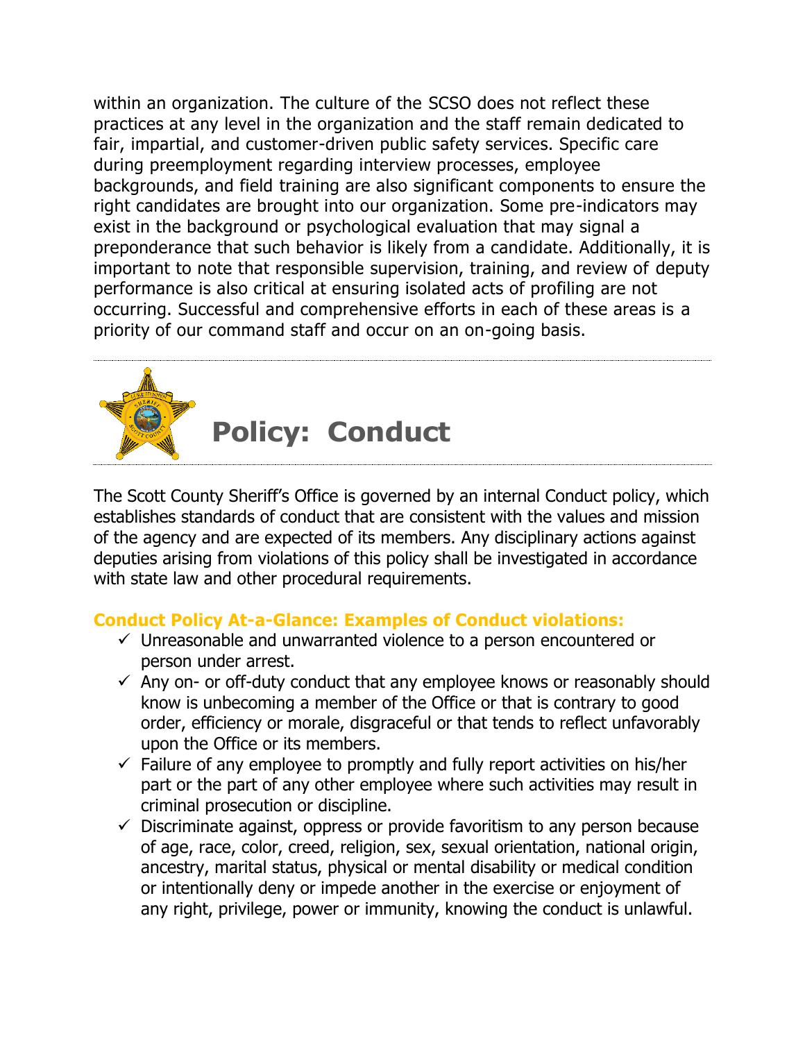within an organization. The culture of the SCSO does not reflect these practices at any level in the organization and the staff remain dedicated to fair, impartial, and customer-driven public safety services. Specific care during preemployment regarding interview processes, employee backgrounds, and field training are also significant components to ensure the right candidates are brought into our organization. Some pre-indicators may exist in the background or psychological evaluation that may signal a preponderance that such behavior is likely from a candidate. Additionally, it is important to note that responsible supervision, training, and review of deputy performance is also critical at ensuring isolated acts of profiling are not occurring. Successful and comprehensive efforts in each of these areas is a priority of our command staff and occur on an on-going basis.

---

# Policy: Conduct

The Scott County Sheriff's Office is governed by an internal Conduct policy, which establishes standards of conduct that are consistent with the values and mission of the agency and are expected of its members. Any disciplinary actions against deputies arising from violations of this policy shall be investigated in accordance with state law and other procedural requirements.

**Conduct Policy At-a-Glance: Examples of Conduct violations:**

- ✓ Unreasonable and unwarranted violence to a person encountered or person under arrest.
- ✓ Any on- or off-duty conduct that any employee knows or reasonably should know is unbecoming a member of the Office or that is contrary to good order, efficiency or morale, disgraceful or that tends to reflect unfavorably upon the Office or its members.
- ✓ Failure of any employee to promptly and fully report activities on his/her part or the part of any other employee where such activities may result in criminal prosecution or discipline.
- ✓ Discriminate against, oppress or provide favoritism to any person because of age, race, color, creed, religion, sex, sexual orientation, national origin, ancestry, marital status, physical or mental disability or medical condition or intentionally deny or impede another in the exercise or enjoyment of any right, privilege, power or immunity, knowing the conduct is unlawful.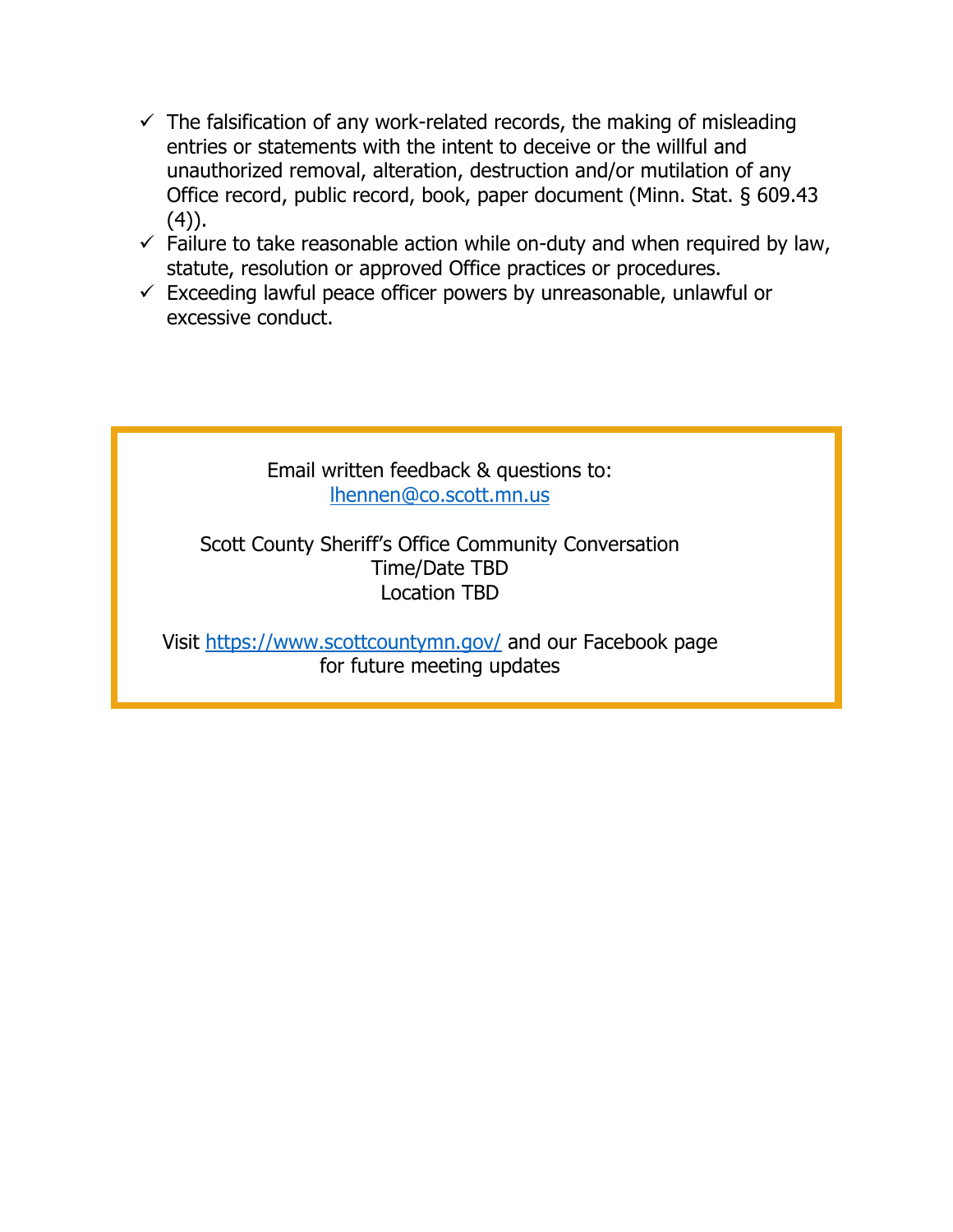- ✓ The falsification of any work-related records, the making of misleading entries or statements with the intent to deceive or the willful and unauthorized removal, alteration, destruction and/or mutilation of any Office record, public record, book, paper document (Minn. Stat. § 609.43 (4)).
- ✓ Failure to take reasonable action while on-duty and when required by law, statute, resolution or approved Office practices or procedures.
- ✓ Exceeding lawful peace officer powers by unreasonable, unlawful or excessive conduct.

Email written feedback & questions to:
lhennen@co.scott.mn.us

Scott County Sheriff's Office Community Conversation
Time/Date TBD
Location TBD

Visit https://www.scottcountymn.gov/ and our Facebook page for future meeting updates